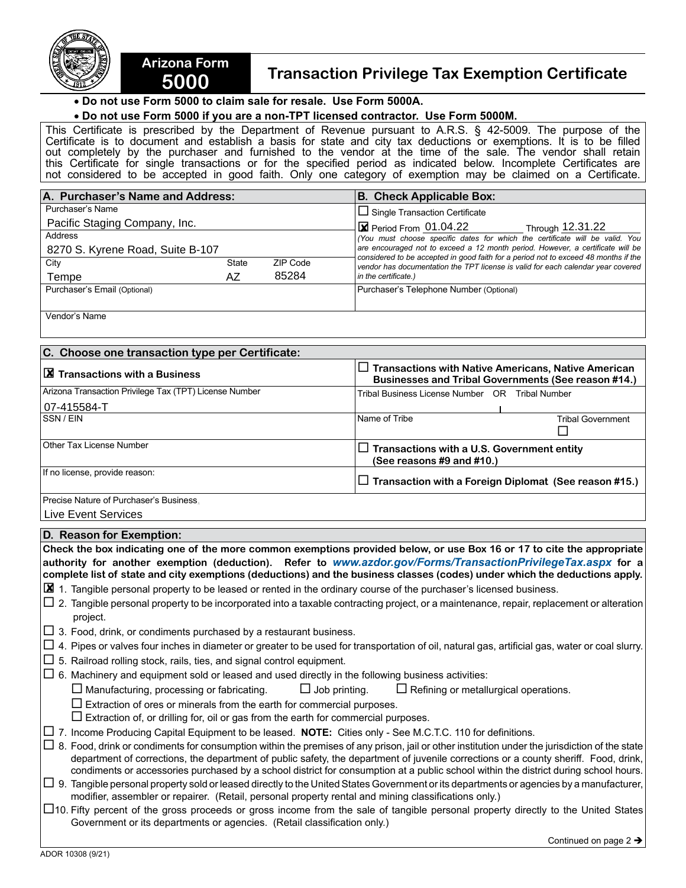# Arizona Form 5000

## Transaction Privilege Tax Exemption Certificate

- **Do not use Form 5000 to claim sale for resale. Use Form 5000A.**
- **Do not use Form 5000 if you are a non-TPT licensed contractor. Use Form 5000M.**

This Certificate is prescribed by the Department of Revenue pursuant to A.R.S. § 42-5009. The purpose of the Certificate is to document and establish a basis for state and city tax deductions or exemptions. It is to be filled out completely by the purchaser and furnished to the vendor at the time of the sale. The vendor shall retain this Certificate for single transactions or for the specified period as indicated below. Incomplete Certificates are not considered to be accepted in good faith. Only one category of exemption may be claimed on a Certificate.

### A. Purchaser's Name and Address:

| Field | Value |
|---|---|
| Purchaser's Name | Pacific Staging Company, Inc. |
| Address | 8270 S. Kyrene Road, Suite B-107 |
| City | Tempe |
| State | AZ |
| ZIP Code | 85284 |
| Purchaser's Email (Optional) | |
| Vendor's Name | |

### B. Check Applicable Box:

- ☐ Single Transaction Certificate
- ☒ Period From 01.04.22 Through 12.31.22

*(You must choose specific dates for which the certificate will be valid. You are encouraged not to exceed a 12 month period. However, a certificate will be considered to be accepted in good faith for a period not to exceed 48 months if the vendor has documentation the TPT license is valid for each calendar year covered in the certificate.)*

Purchaser's Telephone Number (Optional):

### C. Choose one transaction type per Certificate:

- ☒ **Transactions with a Business**
  - Arizona Transaction Privilege Tax (TPT) License Number: 07-415584-T
  - SSN / EIN:
  - Other Tax License Number:
  - If no license, provide reason:
- ☐ **Transactions with Native Americans, Native American Businesses and Tribal Governments (See reason #14.)**
  - Tribal Business License Number OR Tribal Number:
  - Name of Tribe:
  - Tribal Government ☐
- ☐ **Transactions with a U.S. Government entity (See reasons #9 and #10.)**
- ☐ **Transaction with a Foreign Diplomat (See reason #15.)**

Precise Nature of Purchaser's Business: Live Event Services

### D. Reason for Exemption:

**Check the box indicating one of the more common exemptions provided below, or use Box 16 or 17 to cite the appropriate authority for another exemption (deduction). Refer to *www.azdor.gov/Forms/TransactionPrivilegeTax.aspx* for a complete list of state and city exemptions (deductions) and the business classes (codes) under which the deductions apply.**

- ☒ 1. Tangible personal property to be leased or rented in the ordinary course of the purchaser's licensed business.
- ☐ 2. Tangible personal property to be incorporated into a taxable contracting project, or a maintenance, repair, replacement or alteration project.
- ☐ 3. Food, drink, or condiments purchased by a restaurant business.
- ☐ 4. Pipes or valves four inches in diameter or greater to be used for transportation of oil, natural gas, artificial gas, water or coal slurry.
- ☐ 5. Railroad rolling stock, rails, ties, and signal control equipment.
- ☐ 6. Machinery and equipment sold or leased and used directly in the following business activities:
  - ☐ Manufacturing, processing or fabricating.
  - ☐ Job printing.
  - ☐ Refining or metallurgical operations.
  - ☐ Extraction of ores or minerals from the earth for commercial purposes.
  - ☐ Extraction of, or drilling for, oil or gas from the earth for commercial purposes.
- ☐ 7. Income Producing Capital Equipment to be leased. **NOTE:** Cities only - See M.C.T.C. 110 for definitions.
- ☐ 8. Food, drink or condiments for consumption within the premises of any prison, jail or other institution under the jurisdiction of the state department of corrections, the department of public safety, the department of juvenile corrections or a county sheriff. Food, drink, condiments or accessories purchased by a school district for consumption at a public school within the district during school hours.
- ☐ 9. Tangible personal property sold or leased directly to the United States Government or its departments or agencies by a manufacturer, modifier, assembler or repairer. (Retail, personal property rental and mining classifications only.)
- ☐ 10. Fifty percent of the gross proceeds or gross income from the sale of tangible personal property directly to the United States Government or its departments or agencies. (Retail classification only.)

Continued on page 2 →

ADOR 10308 (9/21)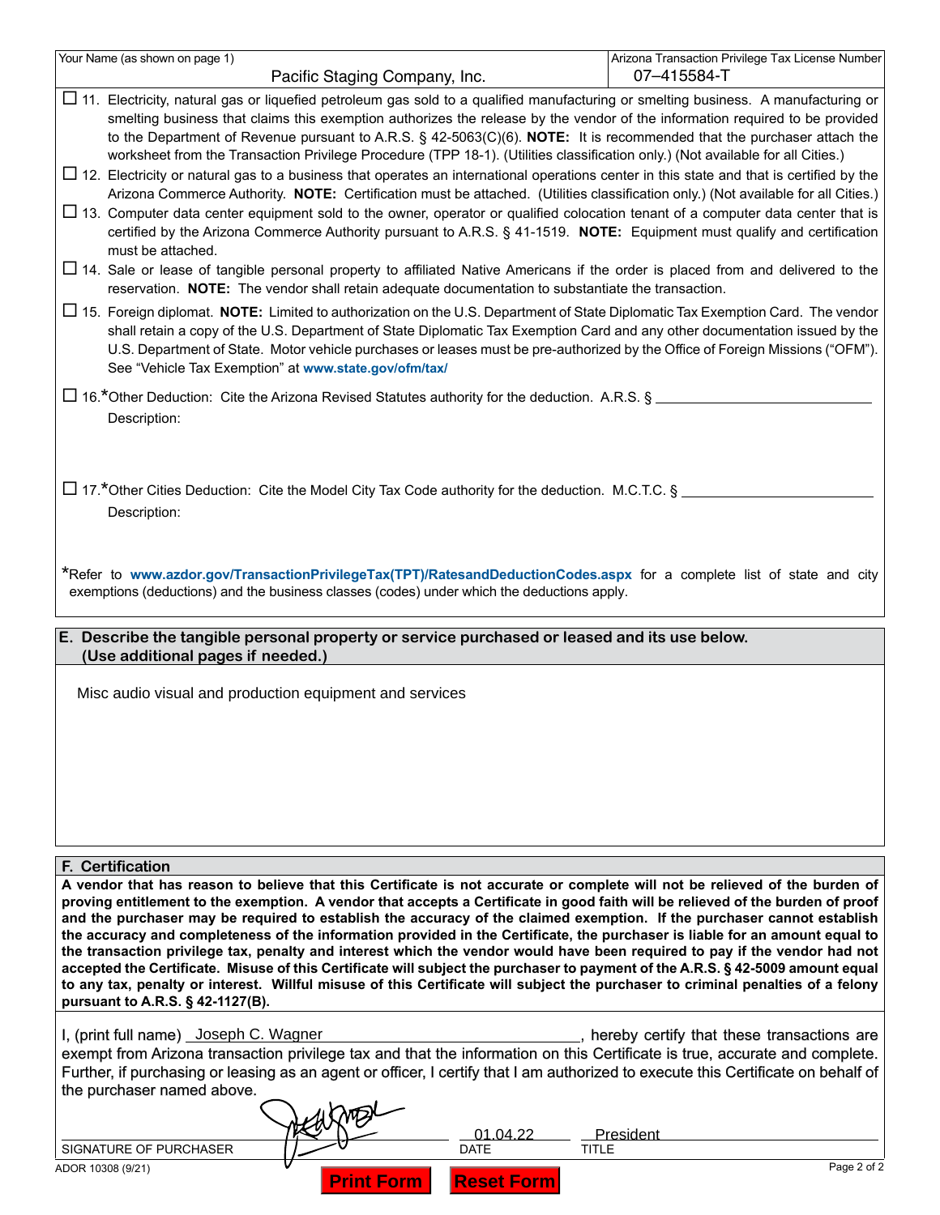| Your Name (as shown on page 1) | Arizona Transaction Privilege Tax License Number |
| --- | --- |
| Pacific Staging Company, Inc. | 07–415584-T |

☐ 11. Electricity, natural gas or liquefied petroleum gas sold to a qualified manufacturing or smelting business. A manufacturing or smelting business that claims this exemption authorizes the release by the vendor of the information required to be provided to the Department of Revenue pursuant to A.R.S. § 42-5063(C)(6). **NOTE:** It is recommended that the purchaser attach the worksheet from the Transaction Privilege Procedure (TPP 18-1). (Utilities classification only.) (Not available for all Cities.)

☐ 12. Electricity or natural gas to a business that operates an international operations center in this state and that is certified by the Arizona Commerce Authority. **NOTE:** Certification must be attached. (Utilities classification only.) (Not available for all Cities.)

☐ 13. Computer data center equipment sold to the owner, operator or qualified colocation tenant of a computer data center that is certified by the Arizona Commerce Authority pursuant to A.R.S. § 41-1519. **NOTE:** Equipment must qualify and certification must be attached.

☐ 14. Sale or lease of tangible personal property to affiliated Native Americans if the order is placed from and delivered to the reservation. **NOTE:** The vendor shall retain adequate documentation to substantiate the transaction.

☐ 15. Foreign diplomat. **NOTE:** Limited to authorization on the U.S. Department of State Diplomatic Tax Exemption Card. The vendor shall retain a copy of the U.S. Department of State Diplomatic Tax Exemption Card and any other documentation issued by the U.S. Department of State. Motor vehicle purchases or leases must be pre-authorized by the Office of Foreign Missions ("OFM"). See "Vehicle Tax Exemption" at www.state.gov/ofm/tax/

☐ 16.*Other Deduction: Cite the Arizona Revised Statutes authority for the deduction. A.R.S. § ______________________
Description:

☐ 17.*Other Cities Deduction: Cite the Model City Tax Code authority for the deduction. M.C.T.C. § ______________________
Description:

*Refer to www.azdor.gov/TransactionPrivilegeTax(TPT)/RatesandDeductionCodes.aspx for a complete list of state and city exemptions (deductions) and the business classes (codes) under which the deductions apply.

## E. Describe the tangible personal property or service purchased or leased and its use below. (Use additional pages if needed.)

Misc audio visual and production equipment and services

## F. Certification

**A vendor that has reason to believe that this Certificate is not accurate or complete will not be relieved of the burden of proving entitlement to the exemption. A vendor that accepts a Certificate in good faith will be relieved of the burden of proof and the purchaser may be required to establish the accuracy of the claimed exemption. If the purchaser cannot establish the accuracy and completeness of the information provided in the Certificate, the purchaser is liable for an amount equal to the transaction privilege tax, penalty and interest which the vendor would have been required to pay if the vendor had not accepted the Certificate. Misuse of this Certificate will subject the purchaser to payment of the A.R.S. § 42-5009 amount equal to any tax, penalty or interest. Willful misuse of this Certificate will subject the purchaser to criminal penalties of a felony pursuant to A.R.S. § 42-1127(B).**

I, (print full name) Joseph C. Wagner, hereby certify that these transactions are exempt from Arizona transaction privilege tax and that the information on this Certificate is true, accurate and complete. Further, if purchasing or leasing as an agent or officer, I certify that I am authorized to execute this Certificate on behalf of the purchaser named above.

| SIGNATURE OF PURCHASER | DATE | TITLE |
| --- | --- | --- |
| [signature] | 01.04.22 | President |

ADOR 10308 (9/21)

Print Form | Reset Form